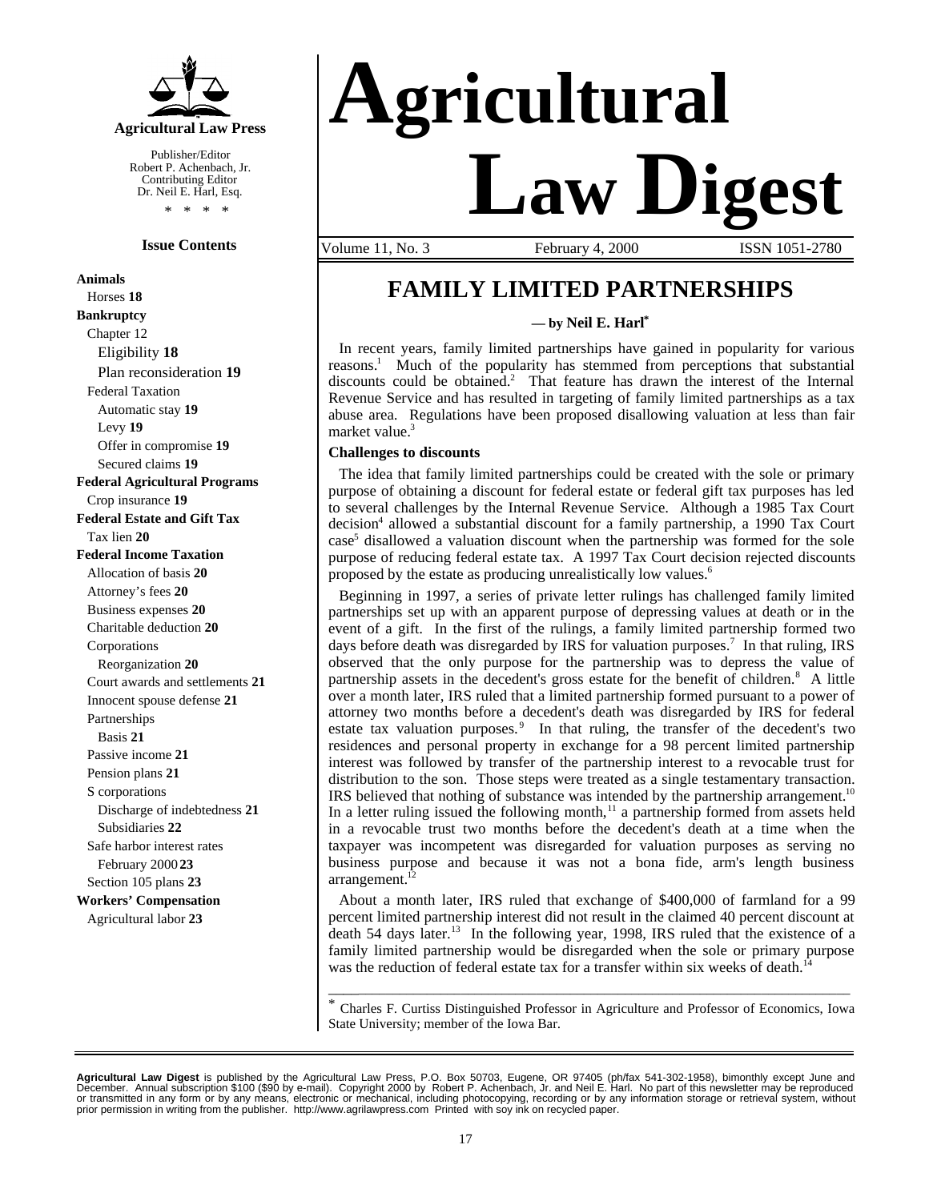**Agricultural Law Press**

Publisher/Editor
Robert P. Achenbach, Jr.
Contributing Editor
Dr. Neil E. Harl, Esq.

\* \* \* \*

**Issue Contents**

**Animals**
Horses **18**
**Bankruptcy**
Chapter 12
Eligibility **18**
Plan reconsideration **19**
Federal Taxation
Automatic stay **19**
Levy **19**
Offer in compromise **19**
Secured claims **19**
**Federal Agricultural Programs**
Crop insurance **19**
**Federal Estate and Gift Tax**
Tax lien **20**
**Federal Income Taxation**
Allocation of basis **20**
Attorney's fees **20**
Business expenses **20**
Charitable deduction **20**
Corporations
Reorganization **20**
Court awards and settlements **21**
Innocent spouse defense **21**
Partnerships
Basis **21**
Passive income **21**
Pension plans **21**
S corporations
Discharge of indebtedness **21**
Subsidiaries **22**
Safe harbor interest rates
February 2000 **23**
Section 105 plans **23**
**Workers' Compensation**
Agricultural labor **23**

# Agricultural Law Digest

Volume 11, No. 3 February 4, 2000 ISSN 1051-2780

## FAMILY LIMITED PARTNERSHIPS

**— by Neil E. Harl\***

In recent years, family limited partnerships have gained in popularity for various reasons.[1] Much of the popularity has stemmed from perceptions that substantial discounts could be obtained.[2] That feature has drawn the interest of the Internal Revenue Service and has resulted in targeting of family limited partnerships as a tax abuse area. Regulations have been proposed disallowing valuation at less than fair market value.[3]

### Challenges to discounts

The idea that family limited partnerships could be created with the sole or primary purpose of obtaining a discount for federal estate or federal gift tax purposes has led to several challenges by the Internal Revenue Service. Although a 1985 Tax Court decision[4] allowed a substantial discount for a family partnership, a 1990 Tax Court case[5] disallowed a valuation discount when the partnership was formed for the sole purpose of reducing federal estate tax. A 1997 Tax Court decision rejected discounts proposed by the estate as producing unrealistically low values.[6]

Beginning in 1997, a series of private letter rulings has challenged family limited partnerships set up with an apparent purpose of depressing values at death or in the event of a gift. In the first of the rulings, a family limited partnership formed two days before death was disregarded by IRS for valuation purposes.[7] In that ruling, IRS observed that the only purpose for the partnership was to depress the value of partnership assets in the decedent's gross estate for the benefit of children.[8] A little over a month later, IRS ruled that a limited partnership formed pursuant to a power of attorney two months before a decedent's death was disregarded by IRS for federal estate tax valuation purposes.[9] In that ruling, the transfer of the decedent's two residences and personal property in exchange for a 98 percent limited partnership interest was followed by transfer of the partnership interest to a revocable trust for distribution to the son. Those steps were treated as a single testamentary transaction. IRS believed that nothing of substance was intended by the partnership arrangement.[10] In a letter ruling issued the following month,[11] a partnership formed from assets held in a revocable trust two months before the decedent's death at a time when the taxpayer was incompetent was disregarded for valuation purposes as serving no business purpose and because it was not a bona fide, arm's length business arrangement.[12]

About a month later, IRS ruled that exchange of $400,000 of farmland for a 99 percent limited partnership interest did not result in the claimed 40 percent discount at death 54 days later.[13] In the following year, 1998, IRS ruled that the existence of a family limited partnership would be disregarded when the sole or primary purpose was the reduction of federal estate tax for a transfer within six weeks of death.[14]

---

\* Charles F. Curtiss Distinguished Professor in Agriculture and Professor of Economics, Iowa State University; member of the Iowa Bar.

---

**Agricultural Law Digest** is published by the Agricultural Law Press, P.O. Box 50703, Eugene, OR 97405 (ph/fax 541-302-1958), bimonthly except June and December. Annual subscription $100 ($90 by e-mail). Copyright 2000 by Robert P. Achenbach, Jr. and Neil E. Harl. No part of this newsletter may be reproduced or transmitted in any form or by any means, electronic or mechanical, including photocopying, recording or by any information storage or retrieval system, without prior permission in writing from the publisher. http://www.agrilawpress.com Printed with soy ink on recycled paper.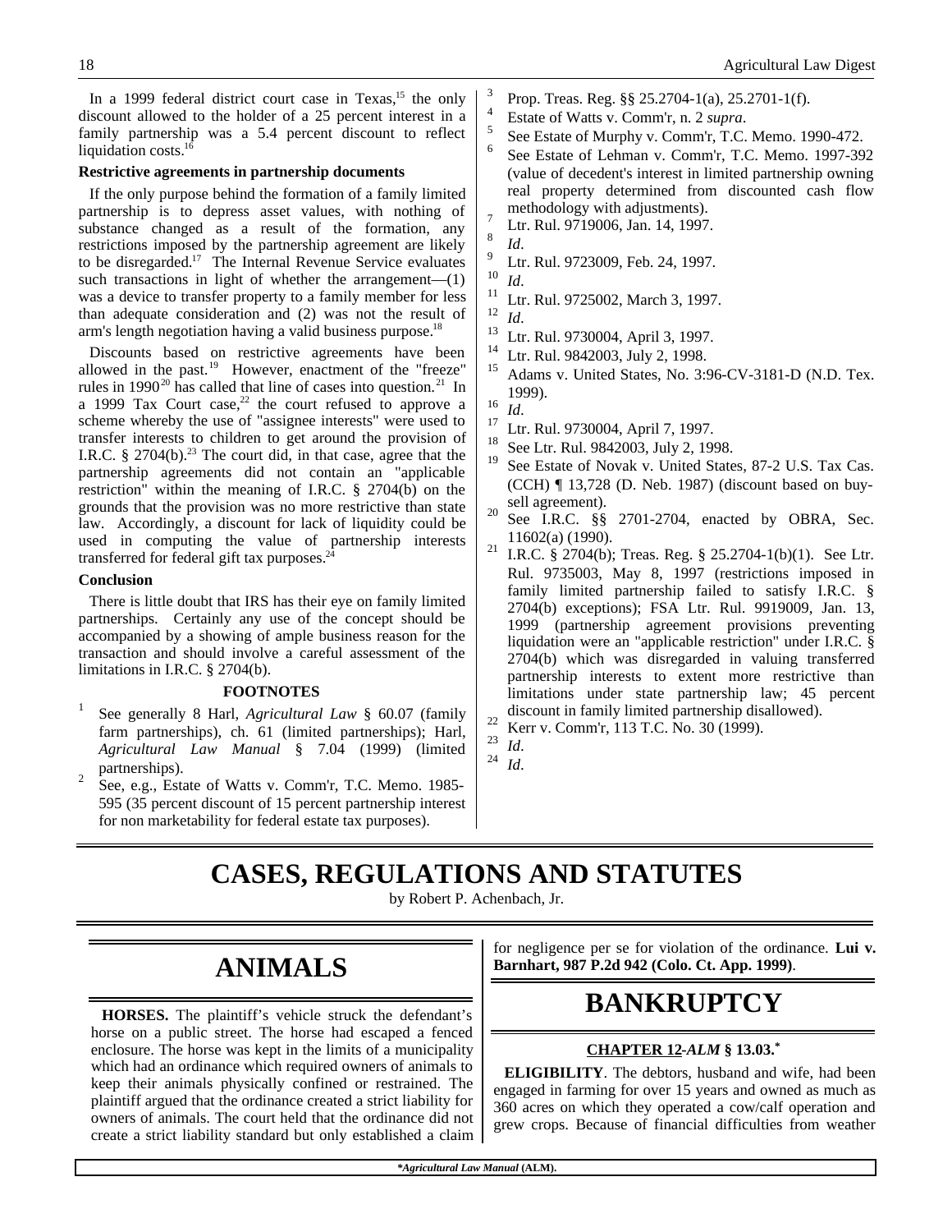In a 1999 federal district court case in Texas,[15] the only discount allowed to the holder of a 25 percent interest in a family partnership was a 5.4 percent discount to reflect liquidation costs.[16]

**Restrictive agreements in partnership documents**

If the only purpose behind the formation of a family limited partnership is to depress asset values, with nothing of substance changed as a result of the formation, any restrictions imposed by the partnership agreement are likely to be disregarded.[17] The Internal Revenue Service evaluates such transactions in light of whether the arrangement—(1) was a device to transfer property to a family member for less than adequate consideration and (2) was not the result of arm's length negotiation having a valid business purpose.[18]

Discounts based on restrictive agreements have been allowed in the past.[19] However, enactment of the "freeze" rules in 1990[20] has called that line of cases into question.[21] In a 1999 Tax Court case,[22] the court refused to approve a scheme whereby the use of "assignee interests" were used to transfer interests to children to get around the provision of I.R.C. § 2704(b).[23] The court did, in that case, agree that the partnership agreements did not contain an "applicable restriction" within the meaning of I.R.C. § 2704(b) on the grounds that the provision was no more restrictive than state law. Accordingly, a discount for lack of liquidity could be used in computing the value of partnership interests transferred for federal gift tax purposes.[24]

**Conclusion**

There is little doubt that IRS has their eye on family limited partnerships. Certainly any use of the concept should be accompanied by a showing of ample business reason for the transaction and should involve a careful assessment of the limitations in I.R.C. § 2704(b).

**FOOTNOTES**

1. See generally 8 Harl, *Agricultural Law* § 60.07 (family farm partnerships), ch. 61 (limited partnerships); Harl, *Agricultural Law Manual* § 7.04 (1999) (limited partnerships).
2. See, e.g., Estate of Watts v. Comm'r, T.C. Memo. 1985-595 (35 percent discount of 15 percent partnership interest for non marketability for federal estate tax purposes).
3. Prop. Treas. Reg. §§ 25.2704-1(a), 25.2701-1(f).
4. Estate of Watts v. Comm'r, n. 2 *supra*.
5. See Estate of Murphy v. Comm'r, T.C. Memo. 1990-472.
6. See Estate of Lehman v. Comm'r, T.C. Memo. 1997-392 (value of decedent's interest in limited partnership owning real property determined from discounted cash flow methodology with adjustments).
7. Ltr. Rul. 9719006, Jan. 14, 1997.
8. *Id*.
9. Ltr. Rul. 9723009, Feb. 24, 1997.
10. *Id*.
11. Ltr. Rul. 9725002, March 3, 1997.
12. *Id*.
13. Ltr. Rul. 9730004, April 3, 1997.
14. Ltr. Rul. 9842003, July 2, 1998.
15. Adams v. United States, No. 3:96-CV-3181-D (N.D. Tex. 1999).
16. *Id*.
17. Ltr. Rul. 9730004, April 7, 1997.
18. See Ltr. Rul. 9842003, July 2, 1998.
19. See Estate of Novak v. United States, 87-2 U.S. Tax Cas. (CCH) ¶ 13,728 (D. Neb. 1987) (discount based on buy-sell agreement).
20. See I.R.C. §§ 2701-2704, enacted by OBRA, Sec. 11602(a) (1990).
21. I.R.C. § 2704(b); Treas. Reg. § 25.2704-1(b)(1). See Ltr. Rul. 9735003, May 8, 1997 (restrictions imposed in family limited partnership failed to satisfy I.R.C. § 2704(b) exceptions); FSA Ltr. Rul. 9919009, Jan. 13, 1999 (partnership agreement provisions preventing liquidation were an "applicable restriction" under I.R.C. § 2704(b) which was disregarded in valuing transferred partnership interests to extent more restrictive than limitations under state partnership law; 45 percent discount in family limited partnership disallowed).
22. Kerr v. Comm'r, 113 T.C. No. 30 (1999).
23. *Id*.
24. *Id*.

# CASES, REGULATIONS AND STATUTES

by Robert P. Achenbach, Jr.

## ANIMALS

**HORSES.** The plaintiff's vehicle struck the defendant's horse on a public street. The horse had escaped a fenced enclosure. The horse was kept in the limits of a municipality which had an ordinance which required owners of animals to keep their animals physically confined or restrained. The plaintiff argued that the ordinance created a strict liability for owners of animals. The court held that the ordinance did not create a strict liability standard but only established a claim for negligence per se for violation of the ordinance. **Lui v. Barnhart, 987 P.2d 942 (Colo. Ct. App. 1999)**.

## BANKRUPTCY

### CHAPTER 12-*ALM* § 13.03.*

**ELIGIBILITY**. The debtors, husband and wife, had been engaged in farming for over 15 years and owned as much as 360 acres on which they operated a cow/calf operation and grew crops. Because of financial difficulties from weather

\**Agricultural Law Manual* (ALM).